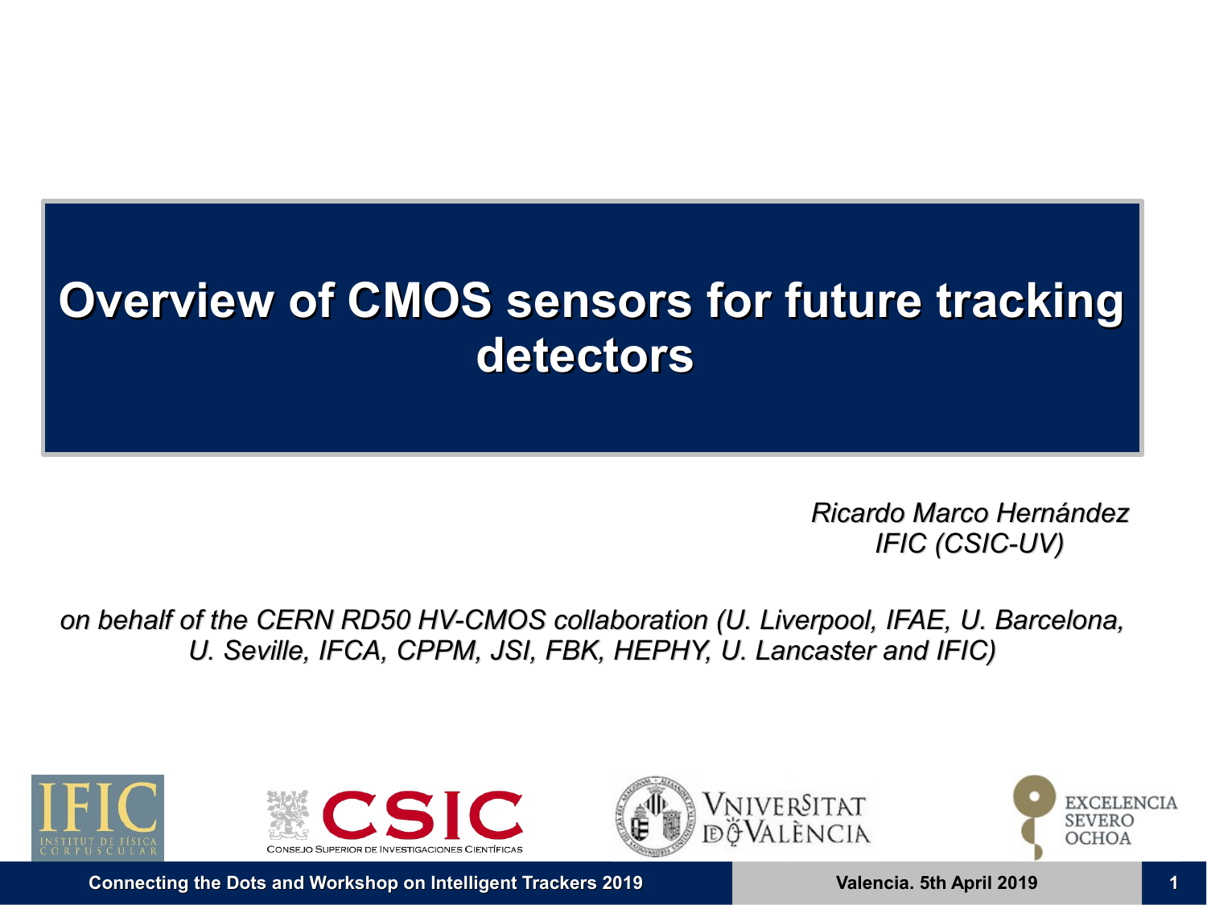# Overview of CMOS sensors for future tracking detectors

*Ricardo Marco Hernández*
*IFIC (CSIC-UV)*

*on behalf of the CERN RD50 HV-CMOS collaboration (U. Liverpool, IFAE, U. Barcelona, U. Seville, IFCA, CPPM, JSI, FBK, HEPHY, U. Lancaster and IFIC)*

**Connecting the Dots and Workshop on Intelligent Trackers 2019**

**Valencia. 5th April 2019**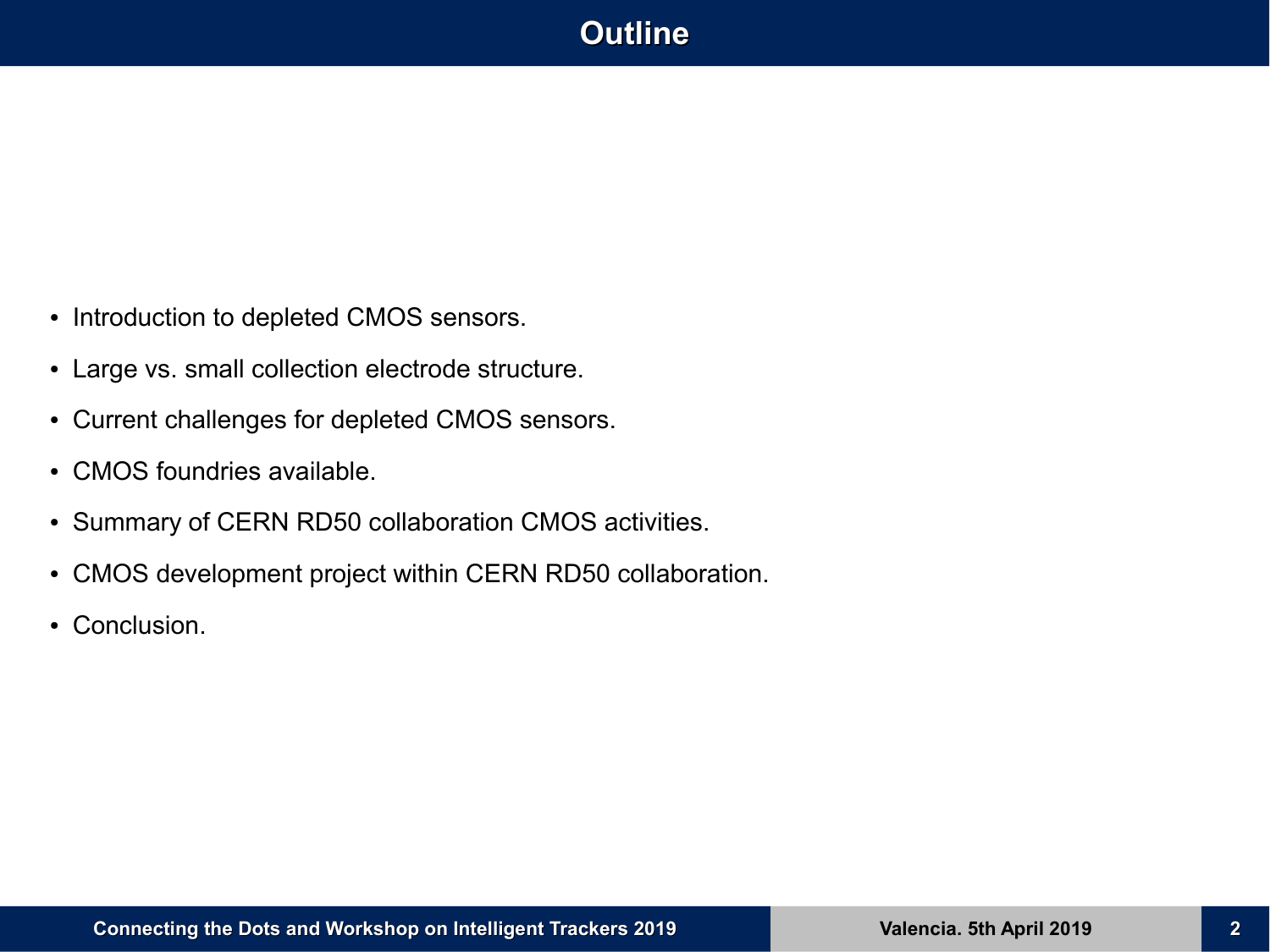# Outline

- Introduction to depleted CMOS sensors.
- Large vs. small collection electrode structure.
- Current challenges for depleted CMOS sensors.
- CMOS foundries available.
- Summary of CERN RD50 collaboration CMOS activities.
- CMOS development project within CERN RD50 collaboration.
- Conclusion.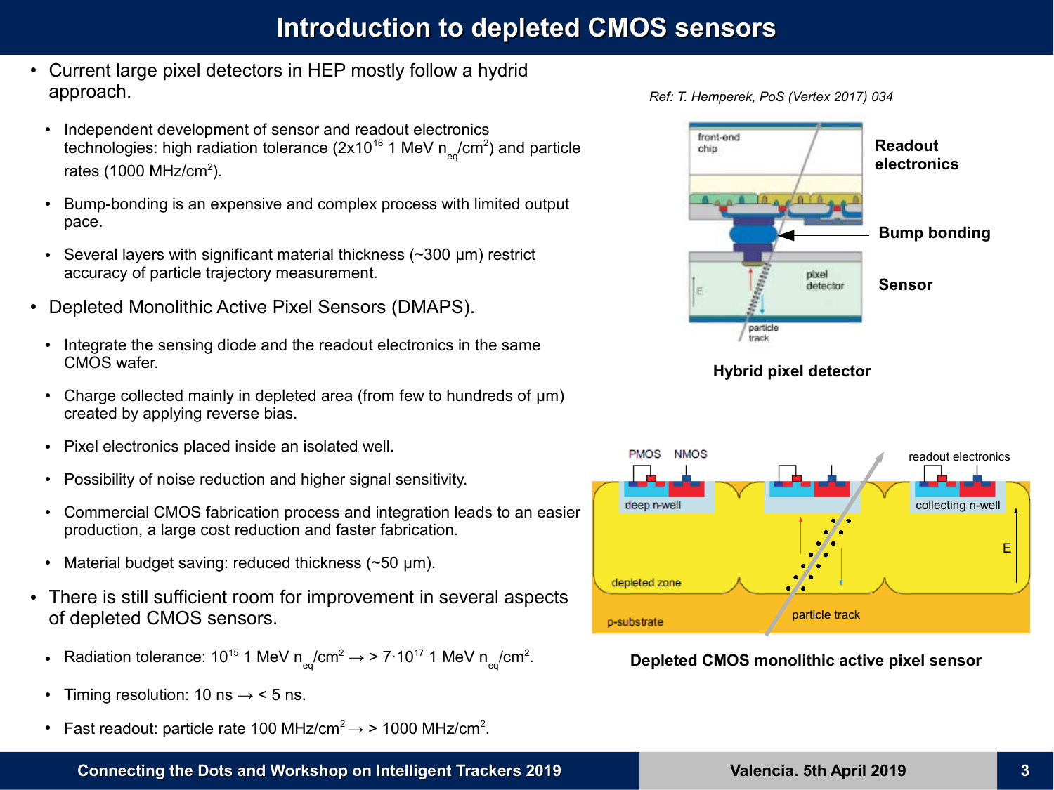# Introduction to depleted CMOS sensors

- Current large pixel detectors in HEP mostly follow a hydrid approach.
  - Independent development of sensor and readout electronics technologies: high radiation tolerance ($2x10^{16}$ 1 MeV $n_{eq}/cm^2$) and particle rates (1000 MHz/$cm^2$).
  - Bump-bonding is an expensive and complex process with limited output pace.
  - Several layers with significant material thickness (~300 μm) restrict accuracy of particle trajectory measurement.
- Depleted Monolithic Active Pixel Sensors (DMAPS).
  - Integrate the sensing diode and the readout electronics in the same CMOS wafer.
  - Charge collected mainly in depleted area (from few to hundreds of μm) created by applying reverse bias.
  - Pixel electronics placed inside an isolated well.
  - Possibility of noise reduction and higher signal sensitivity.
  - Commercial CMOS fabrication process and integration leads to an easier production, a large cost reduction and faster fabrication.
  - Material budget saving: reduced thickness (~50 μm).
- There is still sufficient room for improvement in several aspects of depleted CMOS sensors.
  - Radiation tolerance: $10^{15}$ 1 MeV $n_{eq}/cm^2$ → > $7{\cdot}10^{17}$ 1 MeV $n_{eq}/cm^2$.
  - Timing resolution: 10 ns → < 5 ns.
  - Fast readout: particle rate 100 MHz/$cm^2$ → > 1000 MHz/$cm^2$.

*Ref: T. Hemperek, PoS (Vertex 2017) 034*

**Hybrid pixel detector**

**Depleted CMOS monolithic active pixel sensor**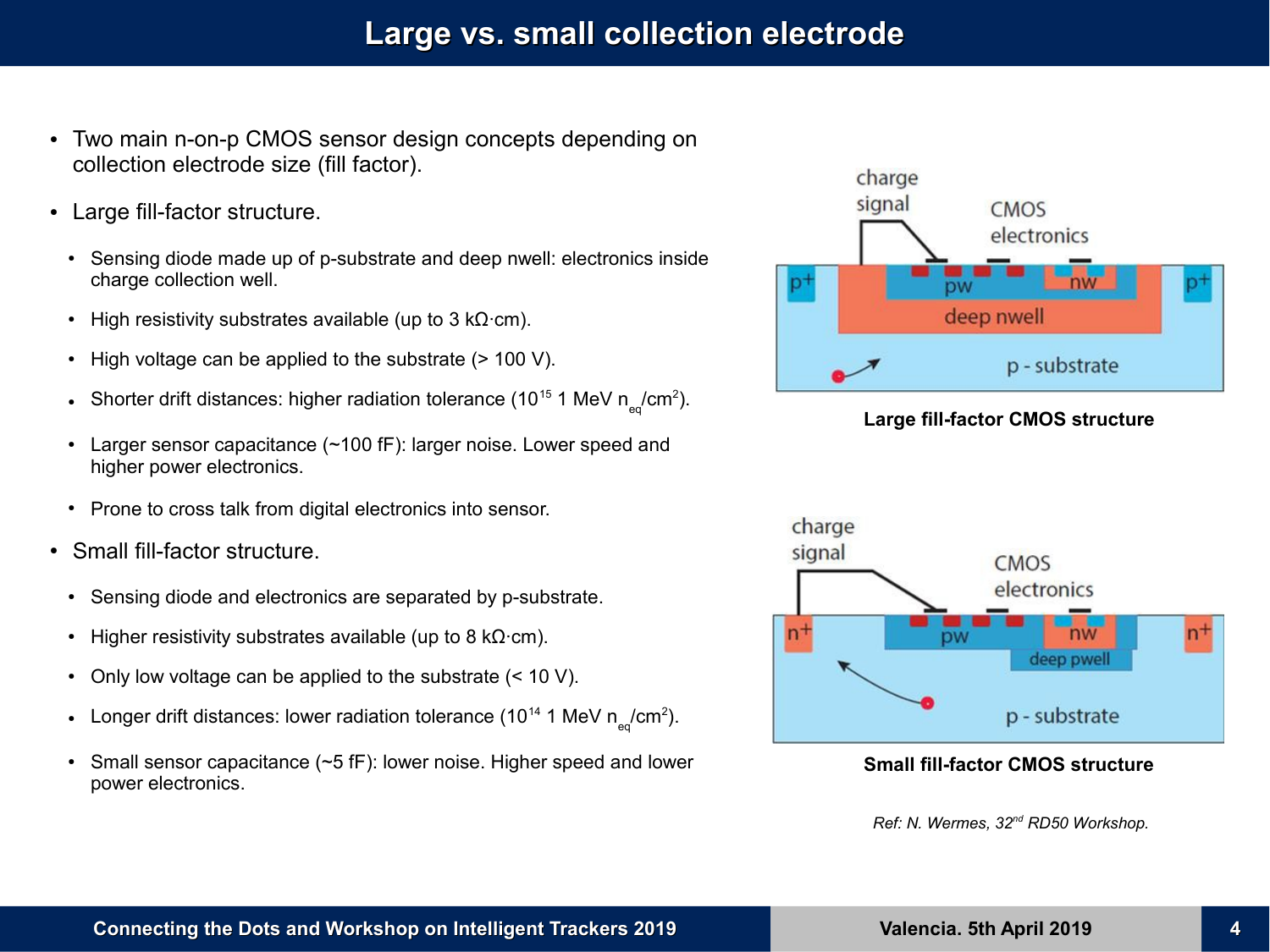# Large vs. small collection electrode

- Two main n-on-p CMOS sensor design concepts depending on collection electrode size (fill factor).
- Large fill-factor structure.
  - Sensing diode made up of p-substrate and deep nwell: electronics inside charge collection well.
  - High resistivity substrates available (up to 3 kΩ·cm).
  - High voltage can be applied to the substrate (> 100 V).
  - Shorter drift distances: higher radiation tolerance ($10^{15}$ 1 MeV $n_{eq}/cm^2$).
  - Larger sensor capacitance (~100 fF): larger noise. Lower speed and higher power electronics.
  - Prone to cross talk from digital electronics into sensor.
- Small fill-factor structure.
  - Sensing diode and electronics are separated by p-substrate.
  - Higher resistivity substrates available (up to 8 kΩ·cm).
  - Only low voltage can be applied to the substrate (< 10 V).
  - Longer drift distances: lower radiation tolerance ($10^{14}$ 1 MeV $n_{eq}/cm^2$).
  - Small sensor capacitance (~5 fF): lower noise. Higher speed and lower power electronics.

**Large fill-factor CMOS structure**

**Small fill-factor CMOS structure**

*Ref: N. Wermes, 32nd RD50 Workshop.*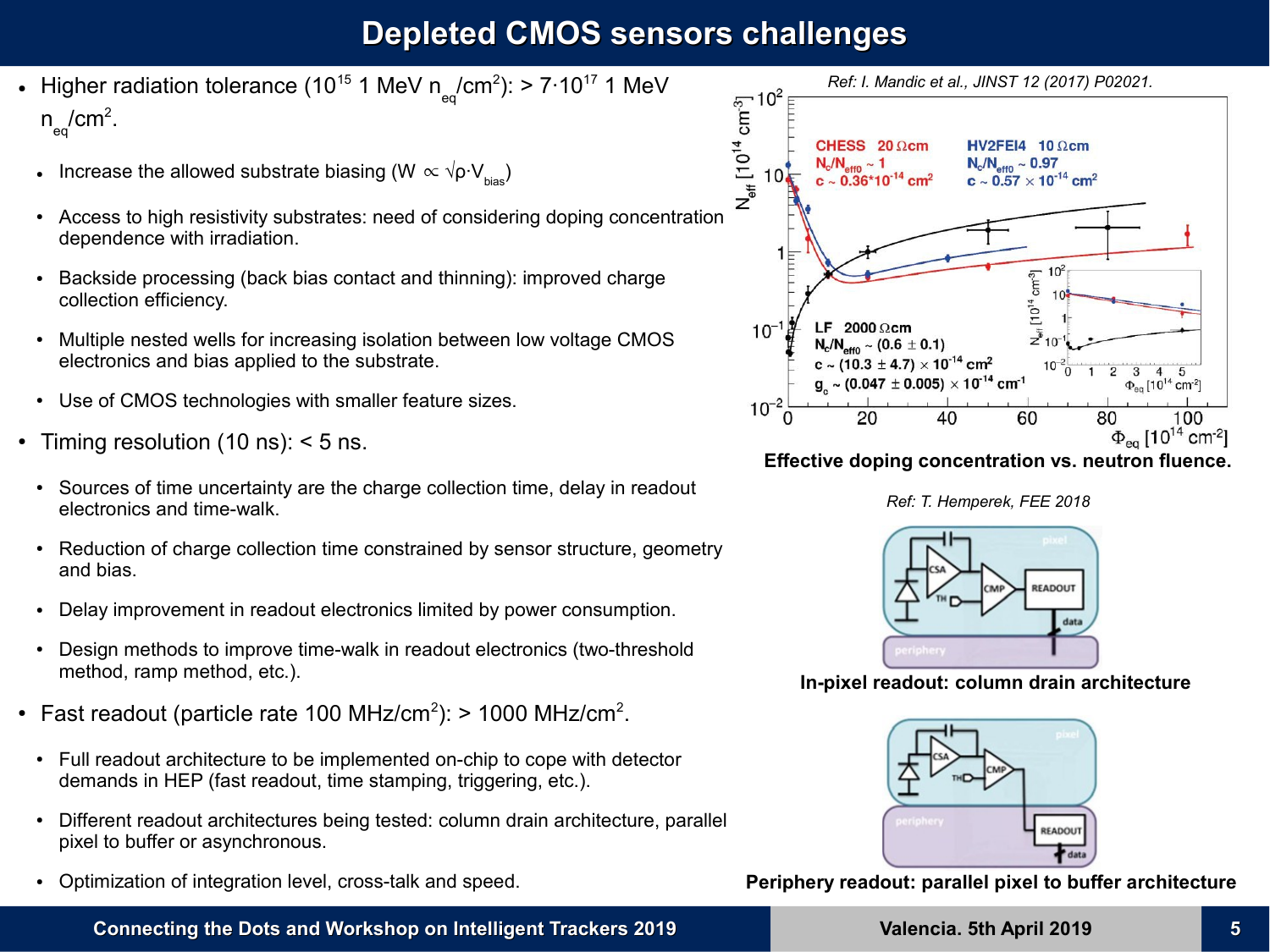# Depleted CMOS sensors challenges

- Higher radiation tolerance ($10^{15}$ 1 MeV $n_{eq}/cm^2$): > $7 \cdot 10^{17}$ 1 MeV $n_{eq}/cm^2$.
  - Increase the allowed substrate biasing ($W \propto \sqrt{\rho \cdot V_{bias}}$)
  - Access to high resistivity substrates: need of considering doping concentration dependence with irradiation.
  - Backside processing (back bias contact and thinning): improved charge collection efficiency.
  - Multiple nested wells for increasing isolation between low voltage CMOS electronics and bias applied to the substrate.
  - Use of CMOS technologies with smaller feature sizes.
- Timing resolution (10 ns): < 5 ns.
  - Sources of time uncertainty are the charge collection time, delay in readout electronics and time-walk.
  - Reduction of charge collection time constrained by sensor structure, geometry and bias.
  - Delay improvement in readout electronics limited by power consumption.
  - Design methods to improve time-walk in readout electronics (two-threshold method, ramp method, etc.).
- Fast readout (particle rate 100 MHz/cm$^2$): > 1000 MHz/cm$^2$.
  - Full readout architecture to be implemented on-chip to cope with detector demands in HEP (fast readout, time stamping, triggering, etc.).
  - Different readout architectures being tested: column drain architecture, parallel pixel to buffer or asynchronous.
  - Optimization of integration level, cross-talk and speed.

*Ref: I. Mandic et al., JINST 12 (2017) P02021.*

**Effective doping concentration vs. neutron fluence.**

*Ref: T. Hemperek, FEE 2018*

**In-pixel readout: column drain architecture**

**Periphery readout: parallel pixel to buffer architecture**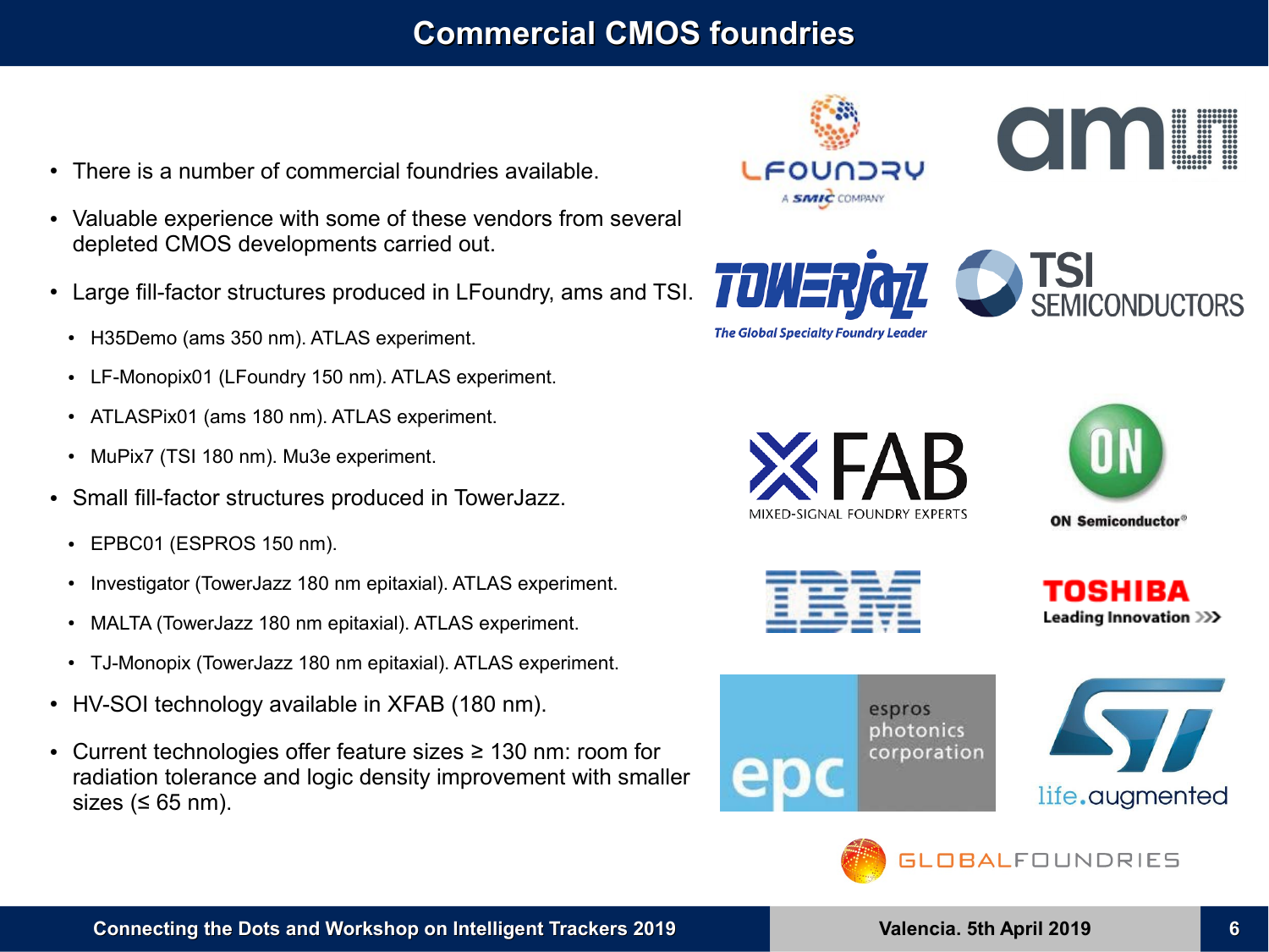# Commercial CMOS foundries

- There is a number of commercial foundries available.
- Valuable experience with some of these vendors from several depleted CMOS developments carried out.
- Large fill-factor structures produced in LFoundry, ams and TSI.
  - H35Demo (ams 350 nm). ATLAS experiment.
  - LF-Monopix01 (LFoundry 150 nm). ATLAS experiment.
  - ATLASPix01 (ams 180 nm). ATLAS experiment.
  - MuPix7 (TSI 180 nm). Mu3e experiment.
- Small fill-factor structures produced in TowerJazz.
  - EPBC01 (ESPROS 150 nm).
  - Investigator (TowerJazz 180 nm epitaxial). ATLAS experiment.
  - MALTA (TowerJazz 180 nm epitaxial). ATLAS experiment.
  - TJ-Monopix (TowerJazz 180 nm epitaxial). ATLAS experiment.
- HV-SOI technology available in XFAB (180 nm).
- Current technologies offer feature sizes ≥ 130 nm: room for radiation tolerance and logic density improvement with smaller sizes (≤ 65 nm).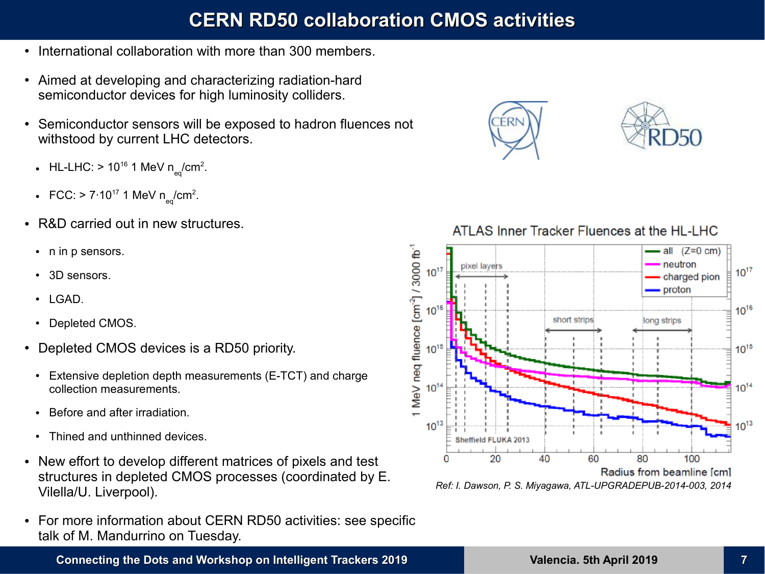# CERN RD50 collaboration CMOS activities

- International collaboration with more than 300 members.
- Aimed at developing and characterizing radiation-hard semiconductor devices for high luminosity colliders.
- Semiconductor sensors will be exposed to hadron fluences not withstood by current LHC detectors.
  - HL-LHC: > $10^{16}$ 1 MeV $n_{eq}/cm^2$.
  - FCC: > $7 \cdot 10^{17}$ 1 MeV $n_{eq}/cm^2$.
- R&D carried out in new structures.
  - n in p sensors.
  - 3D sensors.
  - LGAD.
  - Depleted CMOS.
- Depleted CMOS devices is a RD50 priority.
  - Extensive depletion depth measurements (E-TCT) and charge collection measurements.
  - Before and after irradiation.
  - Thined and unthinned devices.
- New effort to develop different matrices of pixels and test structures in depleted CMOS processes (coordinated by E. Vilella/U. Liverpool).
- For more information about CERN RD50 activities: see specific talk of M. Mandurrino on Tuesday.

ATLAS Inner Tracker Fluences at the HL-LHC

*Ref: I. Dawson, P. S. Miyagawa, ATL-UPGRADEPUB-2014-003, 2014*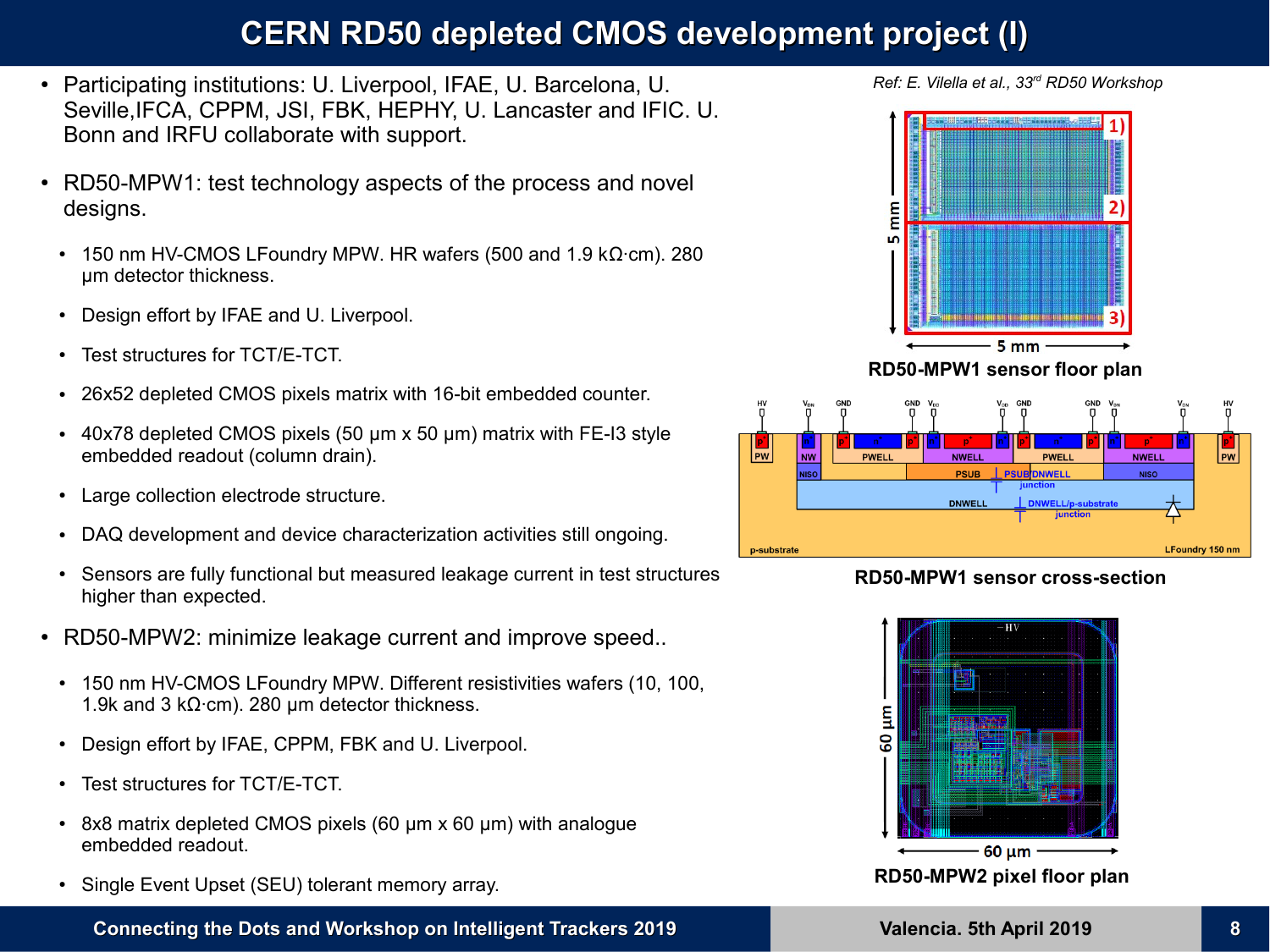# CERN RD50 depleted CMOS development project (I)

- Participating institutions: U. Liverpool, IFAE, U. Barcelona, U. Seville, IFCA, CPPM, JSI, FBK, HEPHY, U. Lancaster and IFIC. U. Bonn and IRFU collaborate with support.
- RD50-MPW1: test technology aspects of the process and novel designs.
  - 150 nm HV-CMOS LFoundry MPW. HR wafers (500 and 1.9 kΩ·cm). 280 µm detector thickness.
  - Design effort by IFAE and U. Liverpool.
  - Test structures for TCT/E-TCT.
  - 26x52 depleted CMOS pixels matrix with 16-bit embedded counter.
  - 40x78 depleted CMOS pixels (50 µm x 50 µm) matrix with FE-I3 style embedded readout (column drain).
  - Large collection electrode structure.
  - DAQ development and device characterization activities still ongoing.
  - Sensors are fully functional but measured leakage current in test structures higher than expected.
- RD50-MPW2: minimize leakage current and improve speed..
  - 150 nm HV-CMOS LFoundry MPW. Different resistivities wafers (10, 100, 1.9k and 3 kΩ·cm). 280 µm detector thickness.
  - Design effort by IFAE, CPPM, FBK and U. Liverpool.
  - Test structures for TCT/E-TCT.
  - 8x8 matrix depleted CMOS pixels (60 µm x 60 µm) with analogue embedded readout.
  - Single Event Upset (SEU) tolerant memory array.

*Ref: E. Vilella et al., 33rd RD50 Workshop*

RD50-MPW1 sensor floor plan

RD50-MPW1 sensor cross-section

RD50-MPW2 pixel floor plan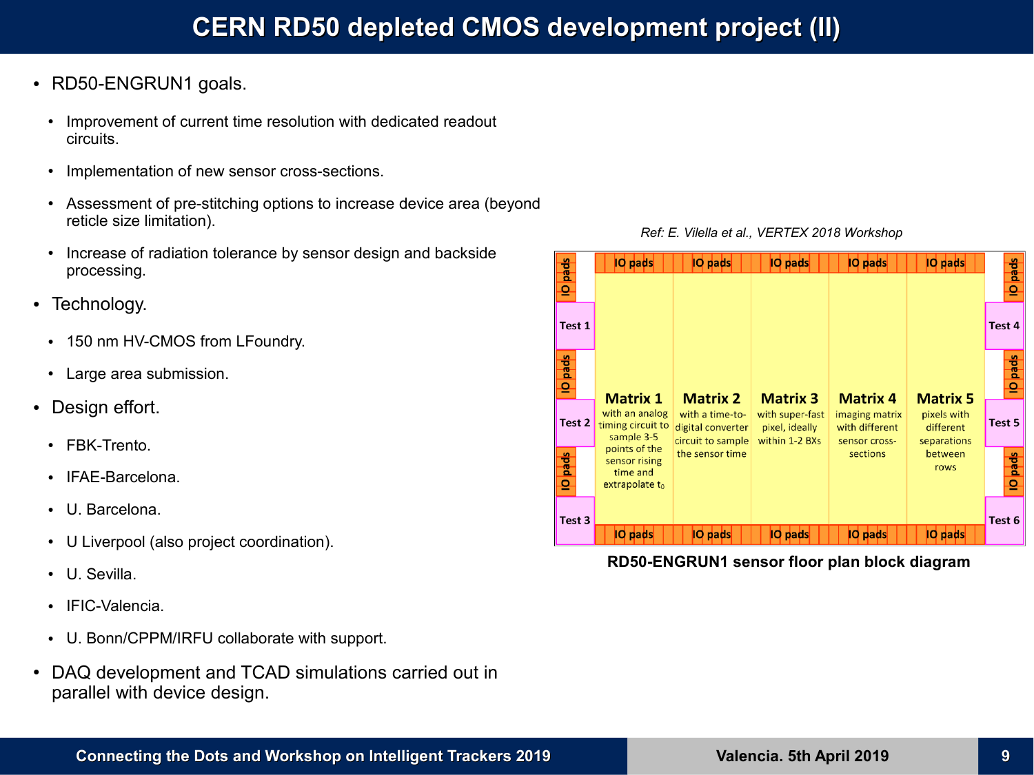# CERN RD50 depleted CMOS development project (II)

- RD50-ENGRUN1 goals.
  - Improvement of current time resolution with dedicated readout circuits.
  - Implementation of new sensor cross-sections.
  - Assessment of pre-stitching options to increase device area (beyond reticle size limitation).
  - Increase of radiation tolerance by sensor design and backside processing.
- Technology.
  - 150 nm HV-CMOS from LFoundry.
  - Large area submission.
- Design effort.
  - FBK-Trento.
  - IFAE-Barcelona.
  - U. Barcelona.
  - U Liverpool (also project coordination).
  - U. Sevilla.
  - IFIC-Valencia.
  - U. Bonn/CPPM/IRFU collaborate with support.
- DAQ development and TCAD simulations carried out in parallel with device design.

*Ref: E. Vilella et al., VERTEX 2018 Workshop*

| | IO pads | IO pads | IO pads | IO pads | IO pads | |
|---|---|---|---|---|---|---|
| IO pads / Test 1 / IO pads / Test 2 / IO pads / Test 3 | **Matrix 1** with an analog timing circuit to sample 3-5 points of the sensor rising time and extrapolate $t_0$ | **Matrix 2** with a time-to-digital converter circuit to sample the sensor time | **Matrix 3** with super-fast pixel, ideally within 1-2 BXs | **Matrix 4** imaging matrix with different sensor cross-sections | **Matrix 5** pixels with different separations between rows | IO pads / Test 4 / IO pads / Test 5 / IO pads / Test 6 |
| | IO pads | IO pads | IO pads | IO pads | IO pads | |

**RD50-ENGRUN1 sensor floor plan block diagram**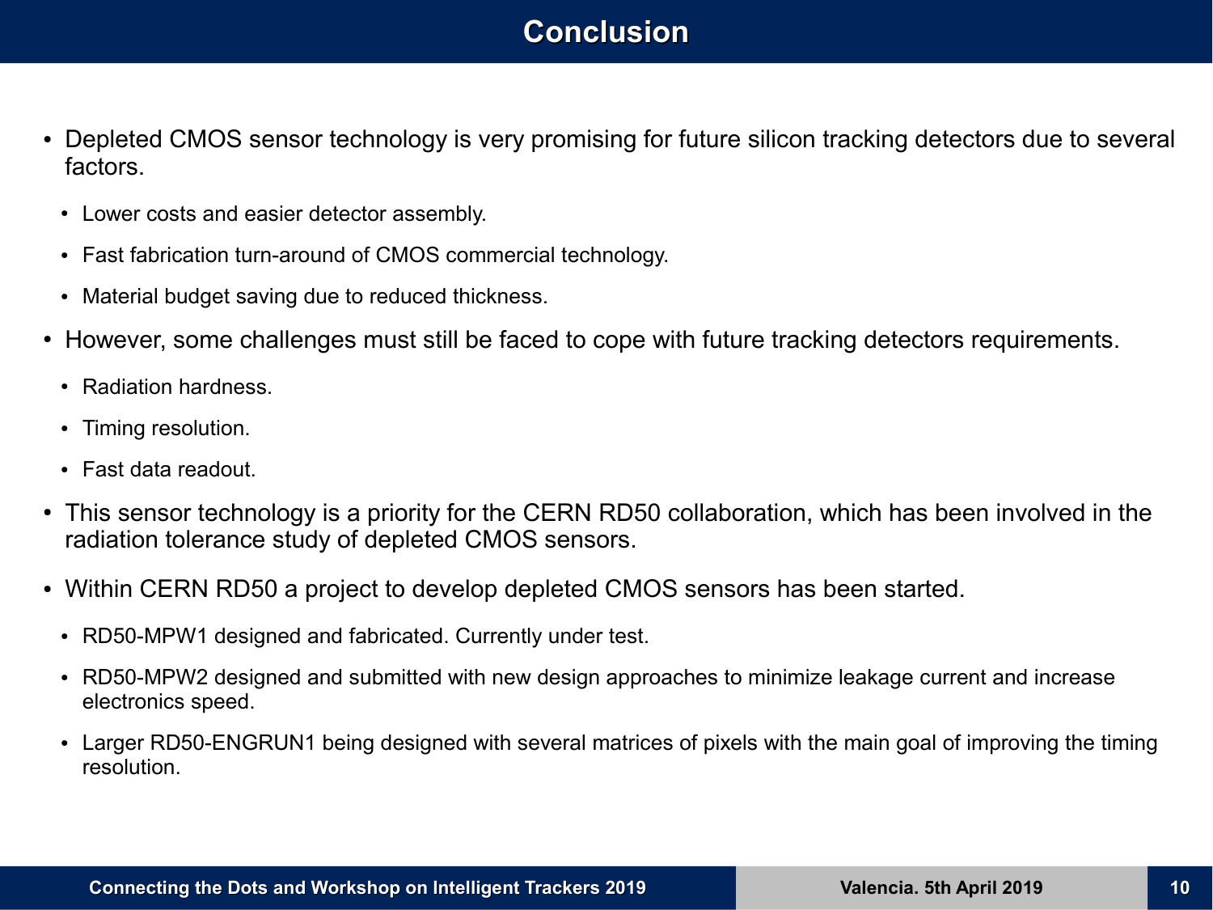# Conclusion

- Depleted CMOS sensor technology is very promising for future silicon tracking detectors due to several factors.
  - Lower costs and easier detector assembly.
  - Fast fabrication turn-around of CMOS commercial technology.
  - Material budget saving due to reduced thickness.
- However, some challenges must still be faced to cope with future tracking detectors requirements.
  - Radiation hardness.
  - Timing resolution.
  - Fast data readout.
- This sensor technology is a priority for the CERN RD50 collaboration, which has been involved in the radiation tolerance study of depleted CMOS sensors.
- Within CERN RD50 a project to develop depleted CMOS sensors has been started.
  - RD50-MPW1 designed and fabricated. Currently under test.
  - RD50-MPW2 designed and submitted with new design approaches to minimize leakage current and increase electronics speed.
  - Larger RD50-ENGRUN1 being designed with several matrices of pixels with the main goal of improving the timing resolution.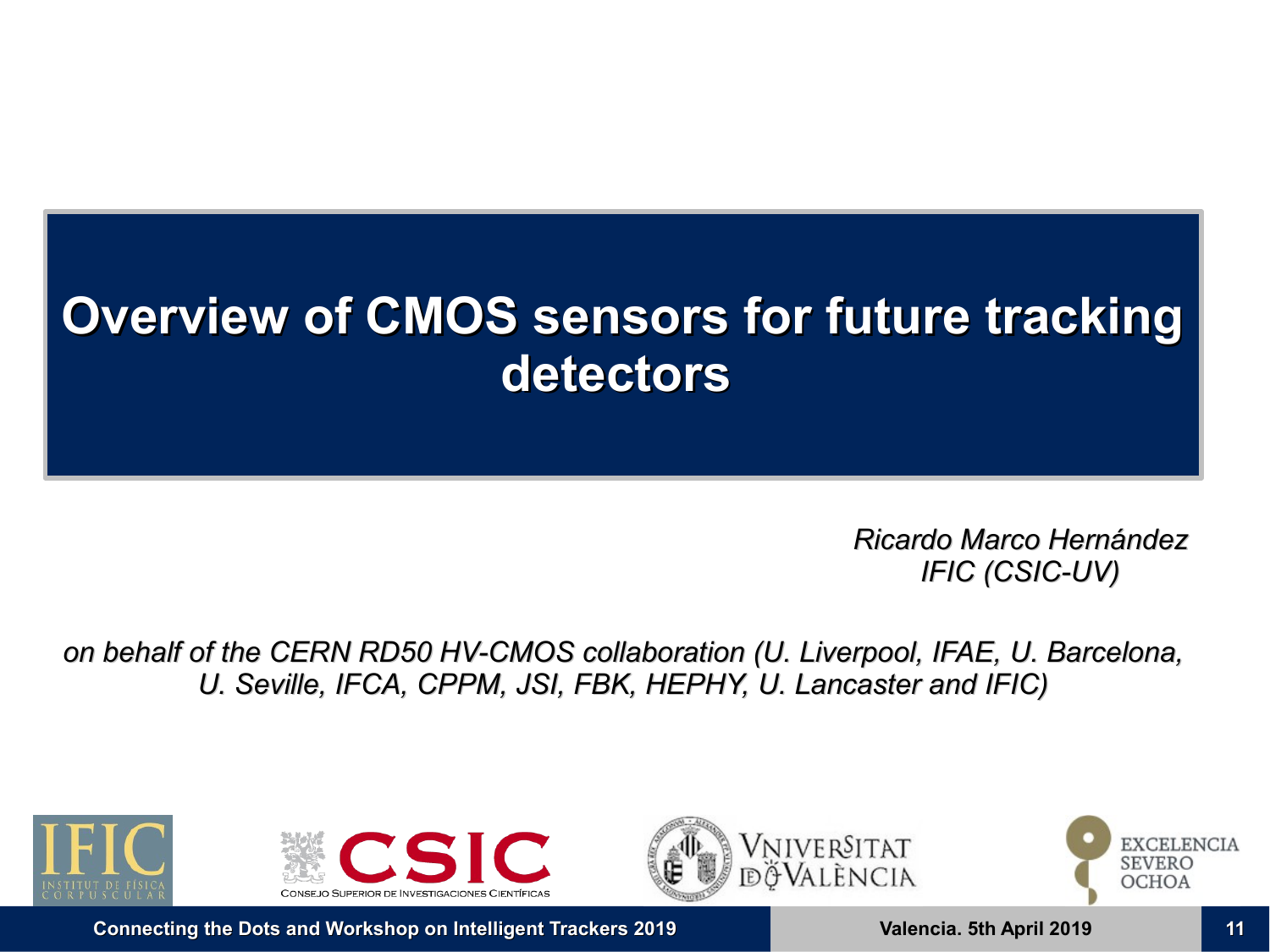# Overview of CMOS sensors for future tracking detectors

*Ricardo Marco Hernández*
*IFIC (CSIC-UV)*

*on behalf of the CERN RD50 HV-CMOS collaboration (U. Liverpool, IFAE, U. Barcelona, U. Seville, IFCA, CPPM, JSI, FBK, HEPHY, U. Lancaster and IFIC)*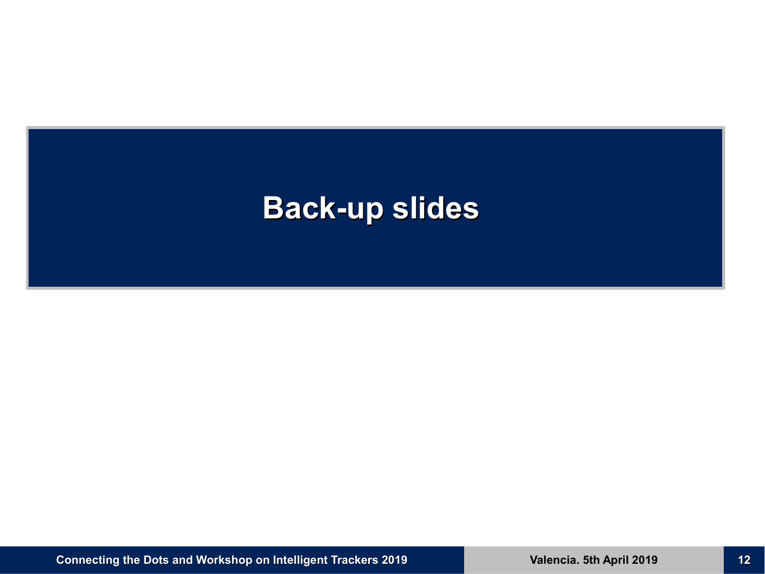# Back-up slides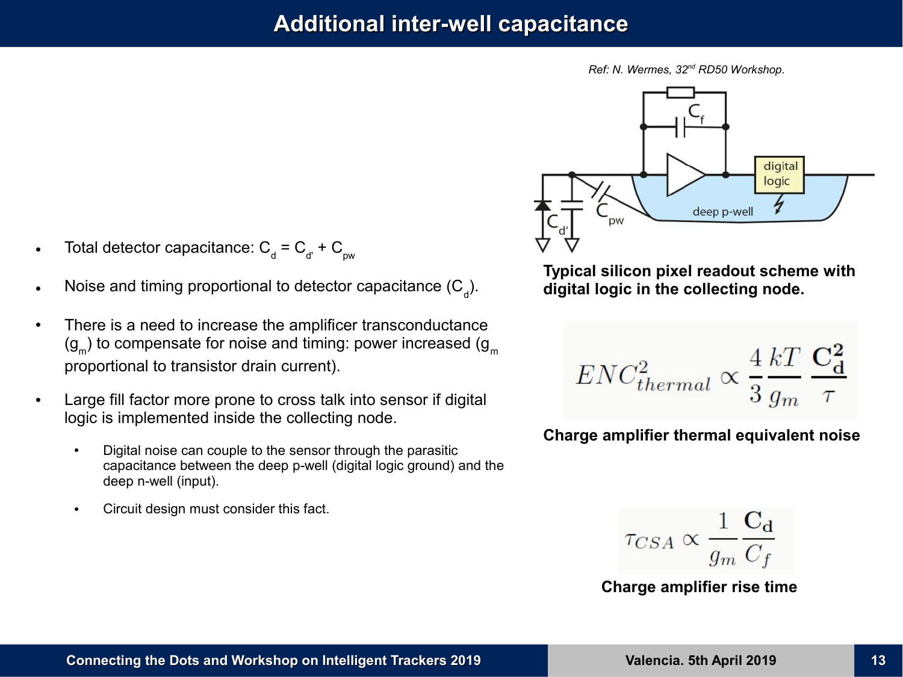# Additional inter-well capacitance

*Ref: N. Wermes, 32nd RD50 Workshop.*

**Typical silicon pixel readout scheme with digital logic in the collecting node.**

$$ENC^2_{thermal} \propto \frac{4}{3}\frac{kT}{g_m}\frac{\mathbf{C_d^2}}{\tau}$$

**Charge amplifier thermal equivalent noise**

$$\tau_{CSA} \propto \frac{1}{g_m}\frac{\mathbf{C_d}}{C_f}$$

**Charge amplifier rise time**

- Total detector capacitance: $C_d = C_{d'} + C_{pw}$
- Noise and timing proportional to detector capacitance ($C_d$).
- There is a need to increase the amplificer transconductance ($g_m$) to compensate for noise and timing: power increased ($g_m$ proportional to transistor drain current).
- Large fill factor more prone to cross talk into sensor if digital logic is implemented inside the collecting node.
  - Digital noise can couple to the sensor through the parasitic capacitance between the deep p-well (digital logic ground) and the deep n-well (input).
  - Circuit design must consider this fact.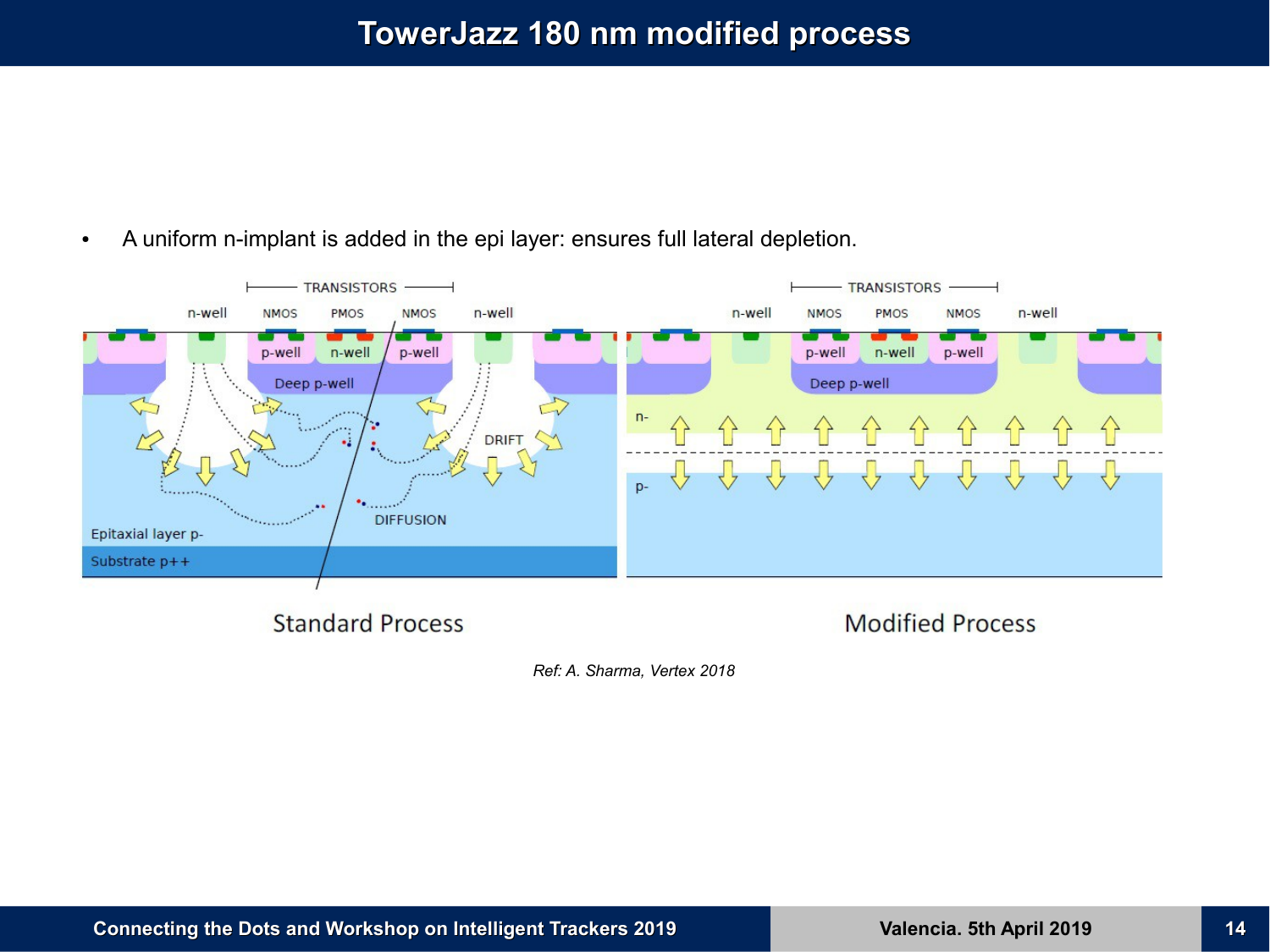# TowerJazz 180 nm modified process

- A uniform n-implant is added in the epi layer: ensures full lateral depletion.

Standard Process

Modified Process

*Ref: A. Sharma, Vertex 2018*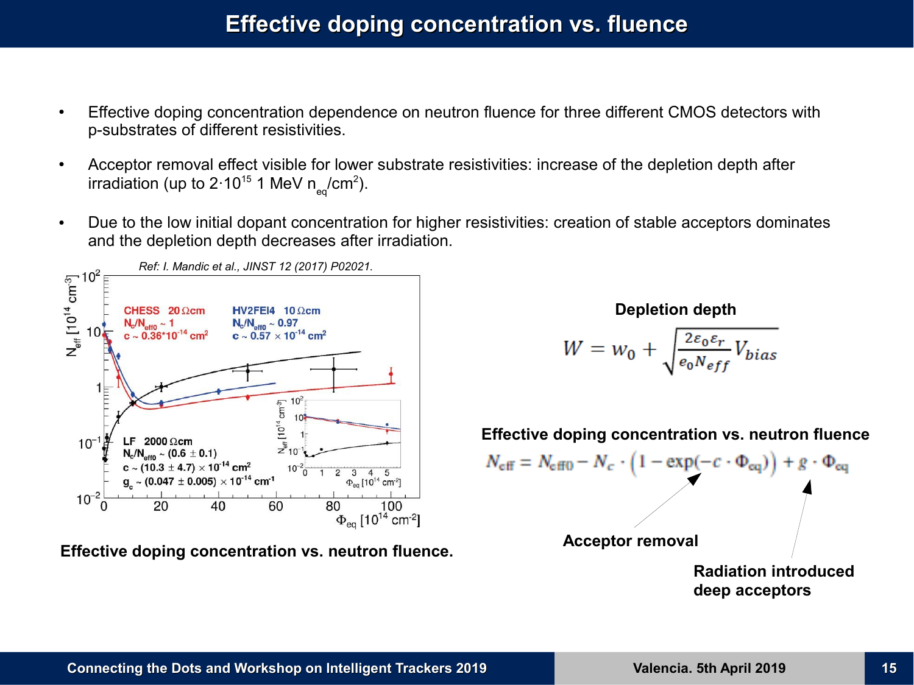# Effective doping concentration vs. fluence

- Effective doping concentration dependence on neutron fluence for three different CMOS detectors with p-substrates of different resistivities.
- Acceptor removal effect visible for lower substrate resistivities: increase of the depletion depth after irradiation (up to $2 \cdot 10^{15}$ 1 MeV $n_{eq}/cm^2$).
- Due to the low initial dopant concentration for higher resistivities: creation of stable acceptors dominates and the depletion depth decreases after irradiation.

*Ref: I. Mandic et al., JINST 12 (2017) P02021.*

CHESS 20 Ωcm
$N_c/N_{eff0} \sim 1$
$c \sim 0.36 \cdot 10^{-14}$ cm$^2$

HV2FEI4 10 Ωcm
$N_c/N_{eff0} \sim 0.97$
$c \sim 0.57 \times 10^{-14}$ cm$^2$

LF 2000 Ωcm
$N_c/N_{eff0} \sim (0.6 \pm 0.1)$
$c \sim (10.3 \pm 4.7) \times 10^{-14}$ cm$^2$
$g_c \sim (0.047 \pm 0.005) \times 10^{-14}$ cm$^{-1}$

$N_{eff}$ [$10^{14}$ cm$^{-3}$]

$\Phi_{eq}$ [$10^{14}$ cm$^{-2}$]

**Effective doping concentration vs. neutron fluence.**

**Depletion depth**

$$W = w_0 + \sqrt{\frac{2\varepsilon_0\varepsilon_r}{e_0 N_{eff}} V_{bias}}$$

**Effective doping concentration vs. neutron fluence**

$$N_{eff} = N_{eff0} - N_c \cdot \left(1 - \exp(-c \cdot \Phi_{eq})\right) + g \cdot \Phi_{eq}$$

**Acceptor removal**

**Radiation introduced deep acceptors**